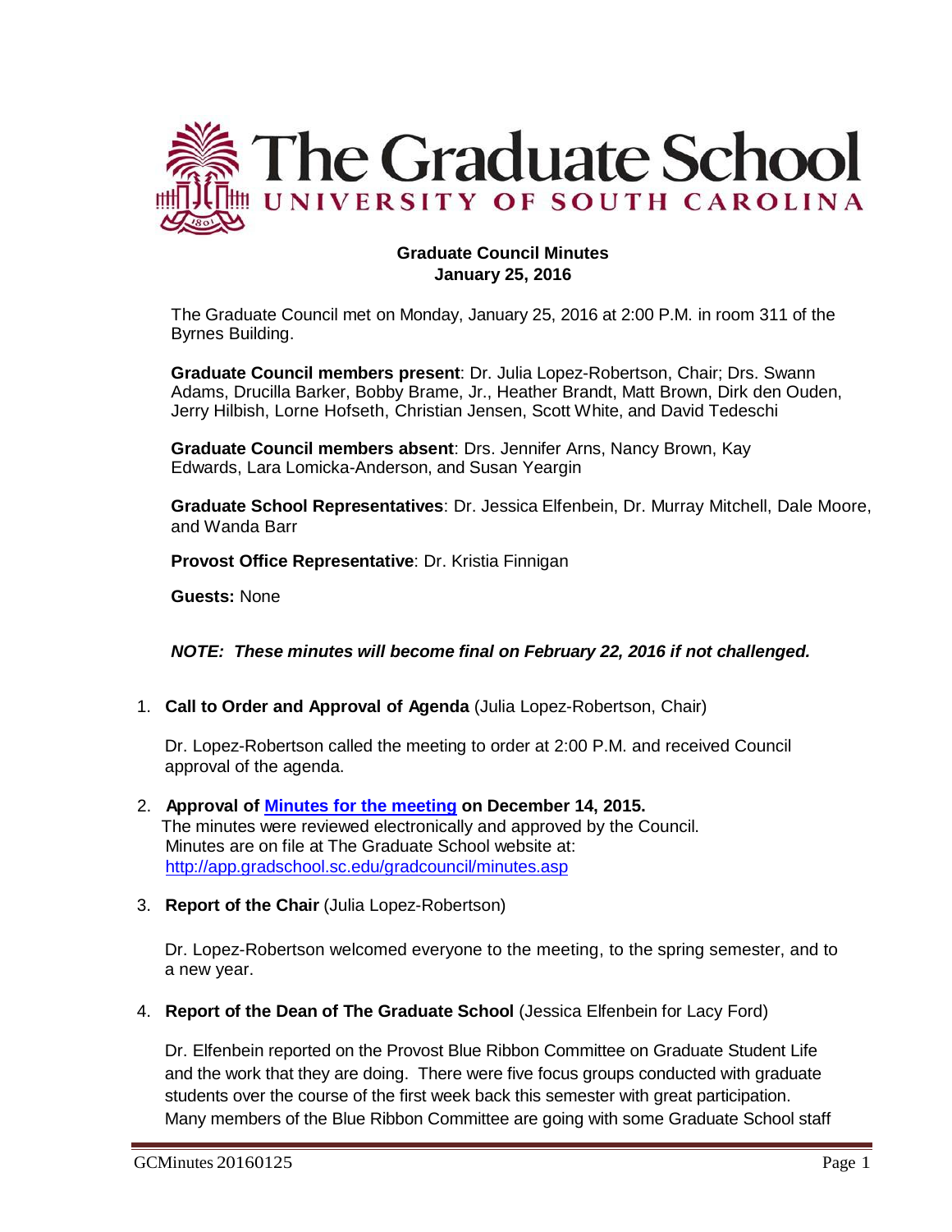# The Graduate School
## UNIVERSITY OF SOUTH CAROLINA

**Graduate Council Minutes**
**January 25, 2016**

The Graduate Council met on Monday, January 25, 2016 at 2:00 P.M. in room 311 of the Byrnes Building.

**Graduate Council members present**: Dr. Julia Lopez-Robertson, Chair; Drs. Swann Adams, Drucilla Barker, Bobby Brame, Jr., Heather Brandt, Matt Brown, Dirk den Ouden, Jerry Hilbish, Lorne Hofseth, Christian Jensen, Scott White, and David Tedeschi

**Graduate Council members absent**: Drs. Jennifer Arns, Nancy Brown, Kay Edwards, Lara Lomicka-Anderson, and Susan Yeargin

**Graduate School Representatives**: Dr. Jessica Elfenbein, Dr. Murray Mitchell, Dale Moore, and Wanda Barr

**Provost Office Representative**: Dr. Kristia Finnigan

**Guests:** None

***NOTE: These minutes will become final on February 22, 2016 if not challenged.***

1. **Call to Order and Approval of Agenda** (Julia Lopez-Robertson, Chair)

   Dr. Lopez-Robertson called the meeting to order at 2:00 P.M. and received Council approval of the agenda.

2. **Approval of [Minutes for the meeting](http://app.gradschool.sc.edu/gradcouncil/minutes.asp) on December 14, 2015.**
   The minutes were reviewed electronically and approved by the Council. Minutes are on file at The Graduate School website at: http://app.gradschool.sc.edu/gradcouncil/minutes.asp

3. **Report of the Chair** (Julia Lopez-Robertson)

   Dr. Lopez-Robertson welcomed everyone to the meeting, to the spring semester, and to a new year.

4. **Report of the Dean of The Graduate School** (Jessica Elfenbein for Lacy Ford)

   Dr. Elfenbein reported on the Provost Blue Ribbon Committee on Graduate Student Life and the work that they are doing. There were five focus groups conducted with graduate students over the course of the first week back this semester with great participation. Many members of the Blue Ribbon Committee are going with some Graduate School staff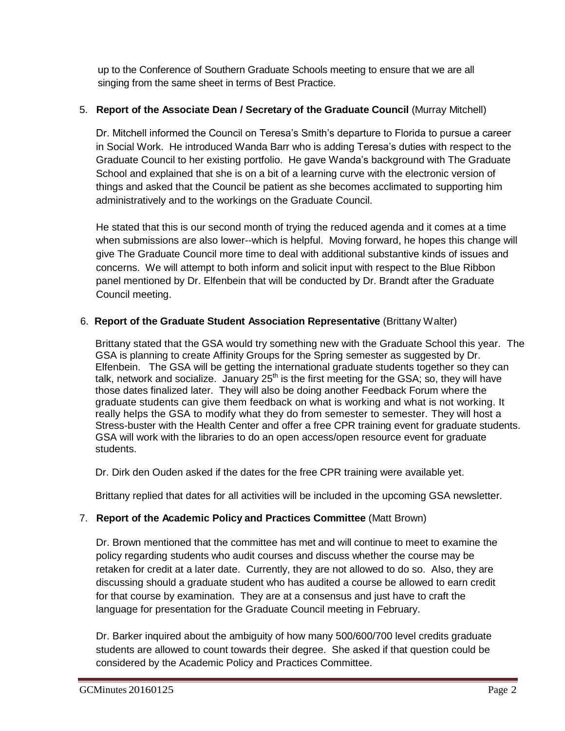up to the Conference of Southern Graduate Schools meeting to ensure that we are all singing from the same sheet in terms of Best Practice.

5. **Report of the Associate Dean / Secretary of the Graduate Council** (Murray Mitchell)

   Dr. Mitchell informed the Council on Teresa's Smith's departure to Florida to pursue a career in Social Work. He introduced Wanda Barr who is adding Teresa's duties with respect to the Graduate Council to her existing portfolio. He gave Wanda's background with The Graduate School and explained that she is on a bit of a learning curve with the electronic version of things and asked that the Council be patient as she becomes acclimated to supporting him administratively and to the workings on the Graduate Council.

   He stated that this is our second month of trying the reduced agenda and it comes at a time when submissions are also lower--which is helpful. Moving forward, he hopes this change will give The Graduate Council more time to deal with additional substantive kinds of issues and concerns. We will attempt to both inform and solicit input with respect to the Blue Ribbon panel mentioned by Dr. Elfenbein that will be conducted by Dr. Brandt after the Graduate Council meeting.

6. **Report of the Graduate Student Association Representative** (Brittany Walter)

   Brittany stated that the GSA would try something new with the Graduate School this year. The GSA is planning to create Affinity Groups for the Spring semester as suggested by Dr. Elfenbein. The GSA will be getting the international graduate students together so they can talk, network and socialize. January 25th is the first meeting for the GSA; so, they will have those dates finalized later. They will also be doing another Feedback Forum where the graduate students can give them feedback on what is working and what is not working. It really helps the GSA to modify what they do from semester to semester. They will host a Stress-buster with the Health Center and offer a free CPR training event for graduate students. GSA will work with the libraries to do an open access/open resource event for graduate students.

   Dr. Dirk den Ouden asked if the dates for the free CPR training were available yet.

   Brittany replied that dates for all activities will be included in the upcoming GSA newsletter.

7. **Report of the Academic Policy and Practices Committee** (Matt Brown)

   Dr. Brown mentioned that the committee has met and will continue to meet to examine the policy regarding students who audit courses and discuss whether the course may be retaken for credit at a later date. Currently, they are not allowed to do so. Also, they are discussing should a graduate student who has audited a course be allowed to earn credit for that course by examination. They are at a consensus and just have to craft the language for presentation for the Graduate Council meeting in February.

   Dr. Barker inquired about the ambiguity of how many 500/600/700 level credits graduate students are allowed to count towards their degree. She asked if that question could be considered by the Academic Policy and Practices Committee.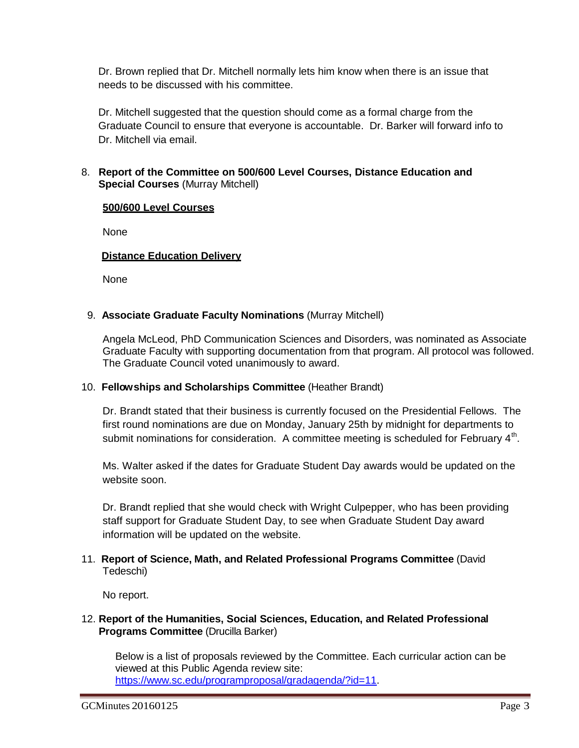Dr. Brown replied that Dr. Mitchell normally lets him know when there is an issue that needs to be discussed with his committee.

Dr. Mitchell suggested that the question should come as a formal charge from the Graduate Council to ensure that everyone is accountable. Dr. Barker will forward info to Dr. Mitchell via email.

8. **Report of the Committee on 500/600 Level Courses, Distance Education and Special Courses** (Murray Mitchell)

   **500/600 Level Courses**

   None

   **Distance Education Delivery**

   None

9. **Associate Graduate Faculty Nominations** (Murray Mitchell)

   Angela McLeod, PhD Communication Sciences and Disorders, was nominated as Associate Graduate Faculty with supporting documentation from that program. All protocol was followed. The Graduate Council voted unanimously to award.

10. **Fellowships and Scholarships Committee** (Heather Brandt)

    Dr. Brandt stated that their business is currently focused on the Presidential Fellows. The first round nominations are due on Monday, January 25th by midnight for departments to submit nominations for consideration. A committee meeting is scheduled for February 4th.

    Ms. Walter asked if the dates for Graduate Student Day awards would be updated on the website soon.

    Dr. Brandt replied that she would check with Wright Culpepper, who has been providing staff support for Graduate Student Day, to see when Graduate Student Day award information will be updated on the website.

11. **Report of Science, Math, and Related Professional Programs Committee** (David Tedeschi)

    No report.

12. **Report of the Humanities, Social Sciences, Education, and Related Professional Programs Committee** (Drucilla Barker)

    Below is a list of proposals reviewed by the Committee. Each curricular action can be viewed at this Public Agenda review site: https://www.sc.edu/programproposal/gradagenda/?id=11.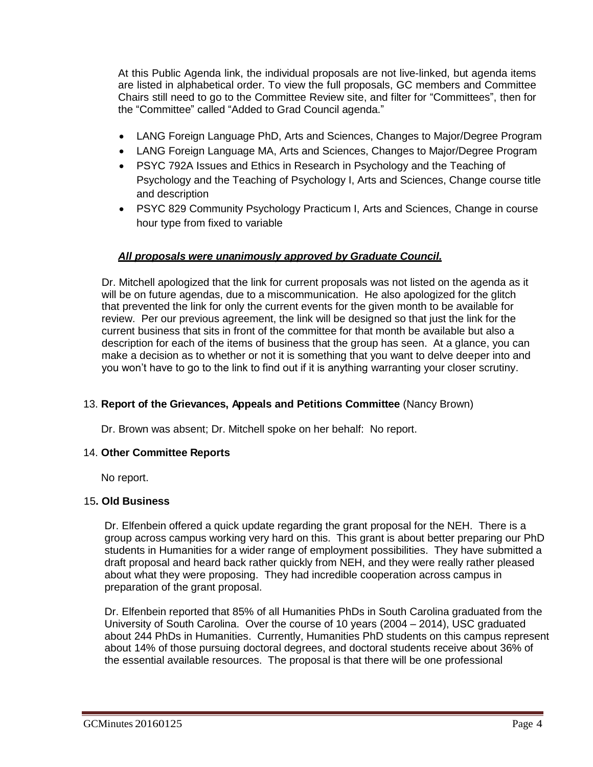At this Public Agenda link, the individual proposals are not live-linked, but agenda items are listed in alphabetical order. To view the full proposals, GC members and Committee Chairs still need to go to the Committee Review site, and filter for "Committees", then for the "Committee" called "Added to Grad Council agenda."

- LANG Foreign Language PhD, Arts and Sciences, Changes to Major/Degree Program
- LANG Foreign Language MA, Arts and Sciences, Changes to Major/Degree Program
- PSYC 792A Issues and Ethics in Research in Psychology and the Teaching of Psychology and the Teaching of Psychology I, Arts and Sciences, Change course title and description
- PSYC 829 Community Psychology Practicum I, Arts and Sciences, Change in course hour type from fixed to variable

***All proposals were unanimously approved by Graduate Council.***

Dr. Mitchell apologized that the link for current proposals was not listed on the agenda as it will be on future agendas, due to a miscommunication. He also apologized for the glitch that prevented the link for only the current events for the given month to be available for review. Per our previous agreement, the link will be designed so that just the link for the current business that sits in front of the committee for that month be available but also a description for each of the items of business that the group has seen. At a glance, you can make a decision as to whether or not it is something that you want to delve deeper into and you won't have to go to the link to find out if it is anything warranting your closer scrutiny.

13. **Report of the Grievances, Appeals and Petitions Committee** (Nancy Brown)

Dr. Brown was absent; Dr. Mitchell spoke on her behalf: No report.

14. **Other Committee Reports**

No report.

15. **Old Business**

Dr. Elfenbein offered a quick update regarding the grant proposal for the NEH. There is a group across campus working very hard on this. This grant is about better preparing our PhD students in Humanities for a wider range of employment possibilities. They have submitted a draft proposal and heard back rather quickly from NEH, and they were really rather pleased about what they were proposing. They had incredible cooperation across campus in preparation of the grant proposal.

Dr. Elfenbein reported that 85% of all Humanities PhDs in South Carolina graduated from the University of South Carolina. Over the course of 10 years (2004 – 2014), USC graduated about 244 PhDs in Humanities. Currently, Humanities PhD students on this campus represent about 14% of those pursuing doctoral degrees, and doctoral students receive about 36% of the essential available resources. The proposal is that there will be one professional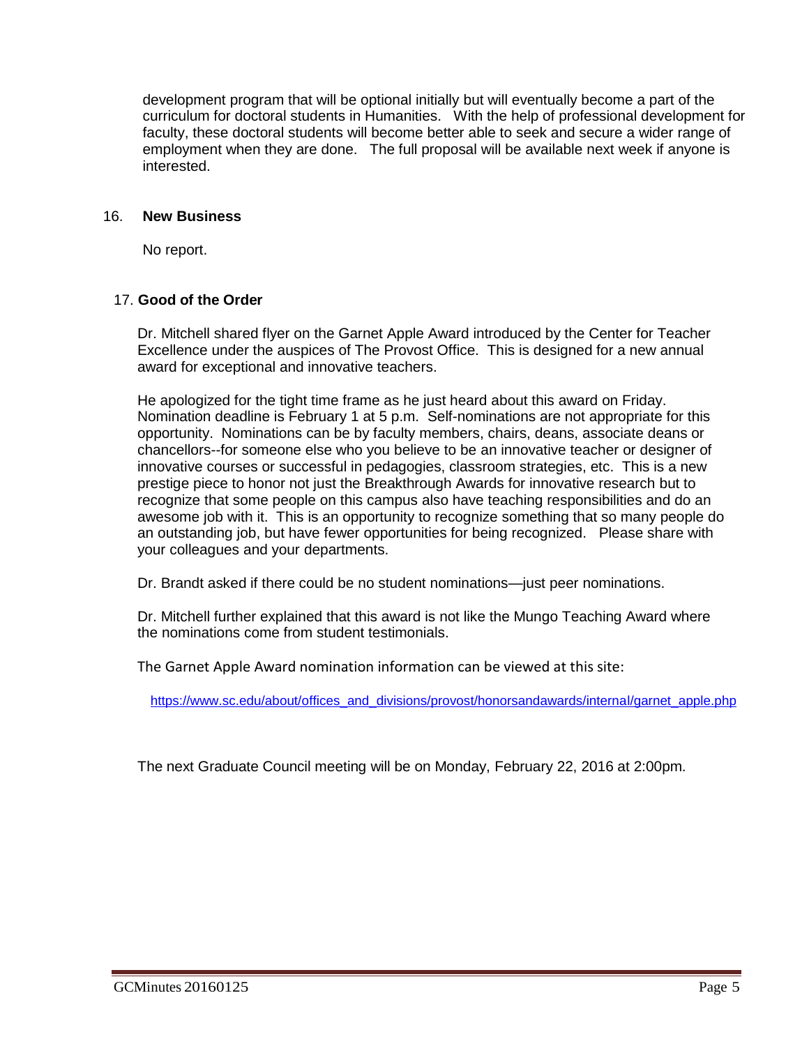development program that will be optional initially but will eventually become a part of the curriculum for doctoral students in Humanities. With the help of professional development for faculty, these doctoral students will become better able to seek and secure a wider range of employment when they are done. The full proposal will be available next week if anyone is interested.

16. **New Business**

No report.

17. **Good of the Order**

Dr. Mitchell shared flyer on the Garnet Apple Award introduced by the Center for Teacher Excellence under the auspices of The Provost Office. This is designed for a new annual award for exceptional and innovative teachers.

He apologized for the tight time frame as he just heard about this award on Friday. Nomination deadline is February 1 at 5 p.m. Self-nominations are not appropriate for this opportunity. Nominations can be by faculty members, chairs, deans, associate deans or chancellors--for someone else who you believe to be an innovative teacher or designer of innovative courses or successful in pedagogies, classroom strategies, etc. This is a new prestige piece to honor not just the Breakthrough Awards for innovative research but to recognize that some people on this campus also have teaching responsibilities and do an awesome job with it. This is an opportunity to recognize something that so many people do an outstanding job, but have fewer opportunities for being recognized. Please share with your colleagues and your departments.

Dr. Brandt asked if there could be no student nominations—just peer nominations.

Dr. Mitchell further explained that this award is not like the Mungo Teaching Award where the nominations come from student testimonials.

The Garnet Apple Award nomination information can be viewed at this site:

https://www.sc.edu/about/offices_and_divisions/provost/honorsandawards/internal/garnet_apple.php

The next Graduate Council meeting will be on Monday, February 22, 2016 at 2:00pm.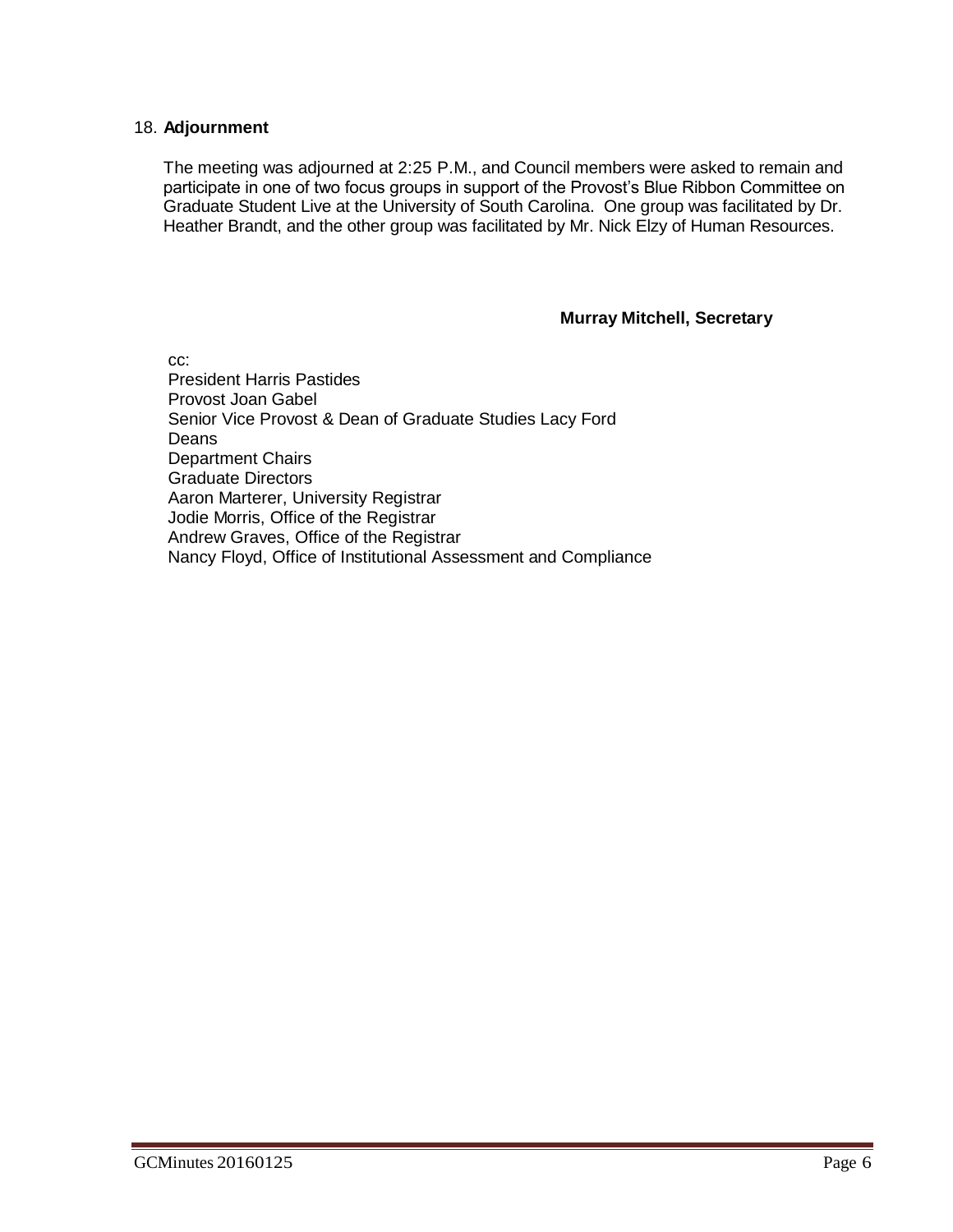18. **Adjournment**

The meeting was adjourned at 2:25 P.M., and Council members were asked to remain and participate in one of two focus groups in support of the Provost's Blue Ribbon Committee on Graduate Student Live at the University of South Carolina. One group was facilitated by Dr. Heather Brandt, and the other group was facilitated by Mr. Nick Elzy of Human Resources.

**Murray Mitchell, Secretary**

cc:
President Harris Pastides
Provost Joan Gabel
Senior Vice Provost & Dean of Graduate Studies Lacy Ford
Deans
Department Chairs
Graduate Directors
Aaron Marterer, University Registrar
Jodie Morris, Office of the Registrar
Andrew Graves, Office of the Registrar
Nancy Floyd, Office of Institutional Assessment and Compliance